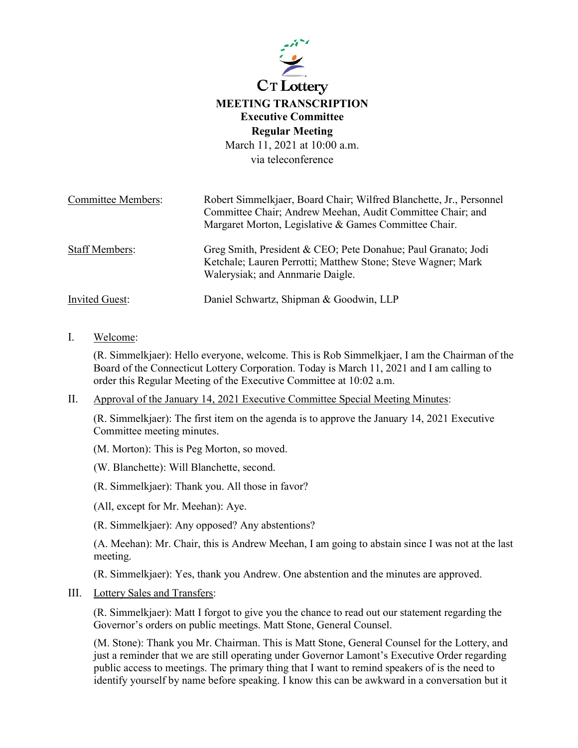CT Lottery

# MEETING TRANSCRIPTION

## Executive Committee

## Regular Meeting

March 11, 2021 at 10:00 a.m.
via teleconference

| | |
|---|---|
| Committee Members: | Robert Simmelkjaer, Board Chair; Wilfred Blanchette, Jr., Personnel Committee Chair; Andrew Meehan, Audit Committee Chair; and Margaret Morton, Legislative & Games Committee Chair. |
| Staff Members: | Greg Smith, President & CEO; Pete Donahue; Paul Granato; Jodi Ketchale; Lauren Perrotti; Matthew Stone; Steve Wagner; Mark Walerysiak; and Annmarie Daigle. |
| Invited Guest: | Daniel Schwartz, Shipman & Goodwin, LLP |

I. Welcome:

(R. Simmelkjaer): Hello everyone, welcome. This is Rob Simmelkjaer, I am the Chairman of the Board of the Connecticut Lottery Corporation. Today is March 11, 2021 and I am calling to order this Regular Meeting of the Executive Committee at 10:02 a.m.

II. Approval of the January 14, 2021 Executive Committee Special Meeting Minutes:

(R. Simmelkjaer): The first item on the agenda is to approve the January 14, 2021 Executive Committee meeting minutes.

(M. Morton): This is Peg Morton, so moved.

(W. Blanchette): Will Blanchette, second.

(R. Simmelkjaer): Thank you. All those in favor?

(All, except for Mr. Meehan): Aye.

(R. Simmelkjaer): Any opposed? Any abstentions?

(A. Meehan): Mr. Chair, this is Andrew Meehan, I am going to abstain since I was not at the last meeting.

(R. Simmelkjaer): Yes, thank you Andrew. One abstention and the minutes are approved.

III. Lottery Sales and Transfers:

(R. Simmelkjaer): Matt I forgot to give you the chance to read out our statement regarding the Governor's orders on public meetings. Matt Stone, General Counsel.

(M. Stone): Thank you Mr. Chairman. This is Matt Stone, General Counsel for the Lottery, and just a reminder that we are still operating under Governor Lamont's Executive Order regarding public access to meetings. The primary thing that I want to remind speakers of is the need to identify yourself by name before speaking. I know this can be awkward in a conversation but it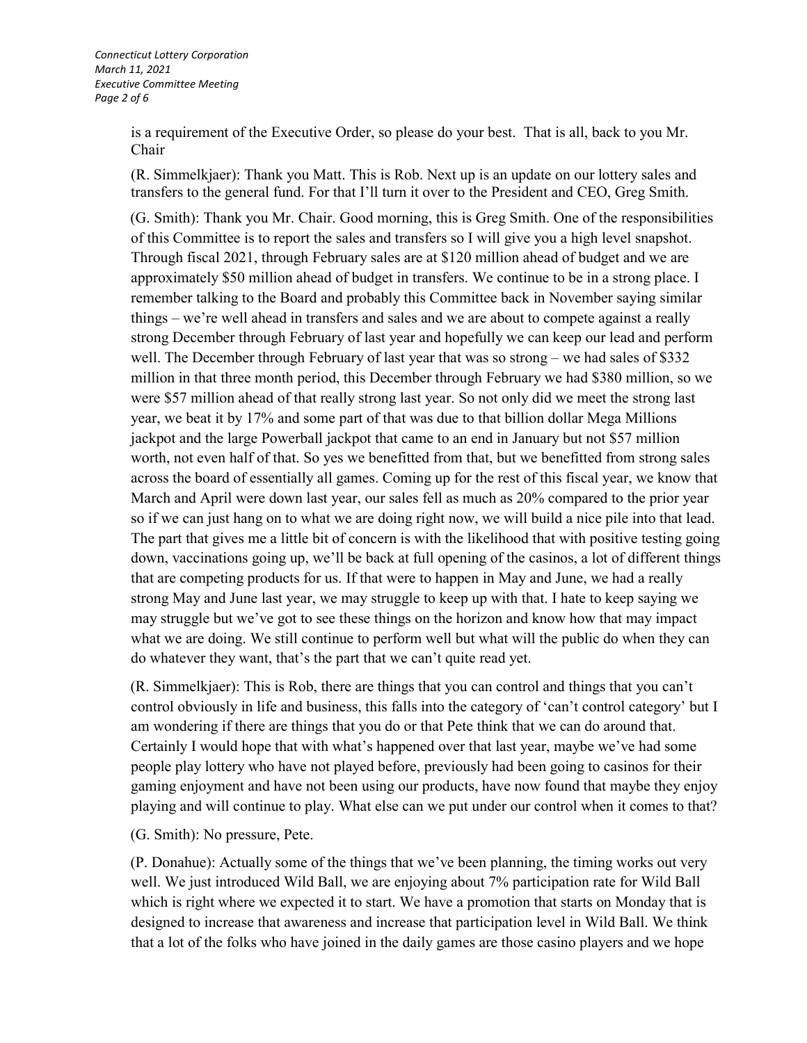is a requirement of the Executive Order, so please do your best. That is all, back to you Mr. Chair

(R. Simmelkjaer): Thank you Matt. This is Rob. Next up is an update on our lottery sales and transfers to the general fund. For that I'll turn it over to the President and CEO, Greg Smith.

(G. Smith): Thank you Mr. Chair. Good morning, this is Greg Smith. One of the responsibilities of this Committee is to report the sales and transfers so I will give you a high level snapshot. Through fiscal 2021, through February sales are at $120 million ahead of budget and we are approximately $50 million ahead of budget in transfers. We continue to be in a strong place. I remember talking to the Board and probably this Committee back in November saying similar things – we're well ahead in transfers and sales and we are about to compete against a really strong December through February of last year and hopefully we can keep our lead and perform well. The December through February of last year that was so strong – we had sales of $332 million in that three month period, this December through February we had $380 million, so we were $57 million ahead of that really strong last year. So not only did we meet the strong last year, we beat it by 17% and some part of that was due to that billion dollar Mega Millions jackpot and the large Powerball jackpot that came to an end in January but not $57 million worth, not even half of that. So yes we benefitted from that, but we benefitted from strong sales across the board of essentially all games. Coming up for the rest of this fiscal year, we know that March and April were down last year, our sales fell as much as 20% compared to the prior year so if we can just hang on to what we are doing right now, we will build a nice pile into that lead. The part that gives me a little bit of concern is with the likelihood that with positive testing going down, vaccinations going up, we'll be back at full opening of the casinos, a lot of different things that are competing products for us. If that were to happen in May and June, we had a really strong May and June last year, we may struggle to keep up with that. I hate to keep saying we may struggle but we've got to see these things on the horizon and know how that may impact what we are doing. We still continue to perform well but what will the public do when they can do whatever they want, that's the part that we can't quite read yet.

(R. Simmelkjaer): This is Rob, there are things that you can control and things that you can't control obviously in life and business, this falls into the category of 'can't control category' but I am wondering if there are things that you do or that Pete think that we can do around that. Certainly I would hope that with what's happened over that last year, maybe we've had some people play lottery who have not played before, previously had been going to casinos for their gaming enjoyment and have not been using our products, have now found that maybe they enjoy playing and will continue to play. What else can we put under our control when it comes to that?

(G. Smith): No pressure, Pete.

(P. Donahue): Actually some of the things that we've been planning, the timing works out very well. We just introduced Wild Ball, we are enjoying about 7% participation rate for Wild Ball which is right where we expected it to start. We have a promotion that starts on Monday that is designed to increase that awareness and increase that participation level in Wild Ball. We think that a lot of the folks who have joined in the daily games are those casino players and we hope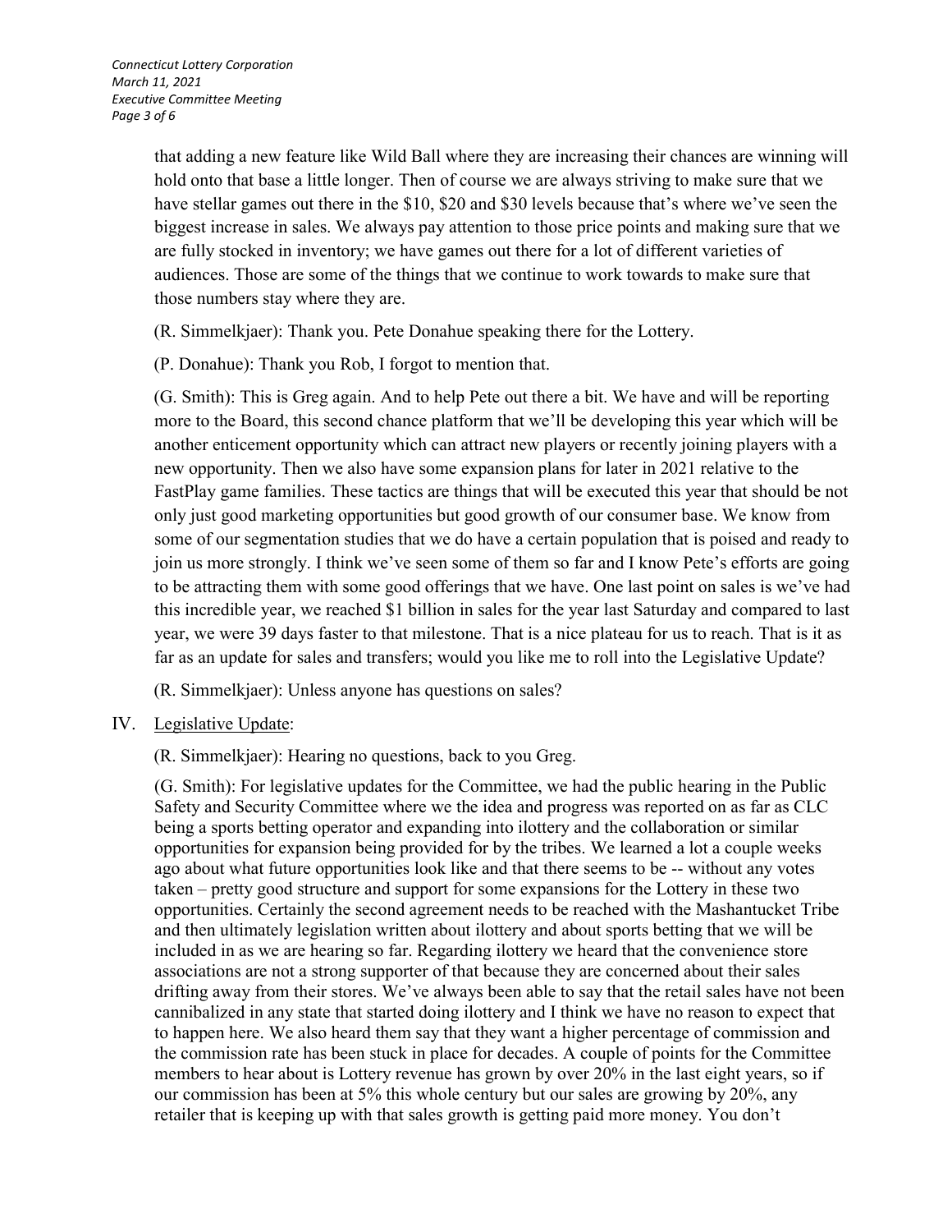that adding a new feature like Wild Ball where they are increasing their chances are winning will hold onto that base a little longer. Then of course we are always striving to make sure that we have stellar games out there in the $10, $20 and $30 levels because that's where we've seen the biggest increase in sales. We always pay attention to those price points and making sure that we are fully stocked in inventory; we have games out there for a lot of different varieties of audiences. Those are some of the things that we continue to work towards to make sure that those numbers stay where they are.

(R. Simmelkjaer): Thank you. Pete Donahue speaking there for the Lottery.

(P. Donahue): Thank you Rob, I forgot to mention that.

(G. Smith): This is Greg again. And to help Pete out there a bit. We have and will be reporting more to the Board, this second chance platform that we'll be developing this year which will be another enticement opportunity which can attract new players or recently joining players with a new opportunity. Then we also have some expansion plans for later in 2021 relative to the FastPlay game families. These tactics are things that will be executed this year that should be not only just good marketing opportunities but good growth of our consumer base. We know from some of our segmentation studies that we do have a certain population that is poised and ready to join us more strongly. I think we've seen some of them so far and I know Pete's efforts are going to be attracting them with some good offerings that we have. One last point on sales is we've had this incredible year, we reached $1 billion in sales for the year last Saturday and compared to last year, we were 39 days faster to that milestone. That is a nice plateau for us to reach. That is it as far as an update for sales and transfers; would you like me to roll into the Legislative Update?

(R. Simmelkjaer): Unless anyone has questions on sales?

IV. Legislative Update:

(R. Simmelkjaer): Hearing no questions, back to you Greg.

(G. Smith): For legislative updates for the Committee, we had the public hearing in the Public Safety and Security Committee where we the idea and progress was reported on as far as CLC being a sports betting operator and expanding into ilottery and the collaboration or similar opportunities for expansion being provided for by the tribes. We learned a lot a couple weeks ago about what future opportunities look like and that there seems to be -- without any votes taken – pretty good structure and support for some expansions for the Lottery in these two opportunities. Certainly the second agreement needs to be reached with the Mashantucket Tribe and then ultimately legislation written about ilottery and about sports betting that we will be included in as we are hearing so far. Regarding ilottery we heard that the convenience store associations are not a strong supporter of that because they are concerned about their sales drifting away from their stores. We've always been able to say that the retail sales have not been cannibalized in any state that started doing ilottery and I think we have no reason to expect that to happen here. We also heard them say that they want a higher percentage of commission and the commission rate has been stuck in place for decades. A couple of points for the Committee members to hear about is Lottery revenue has grown by over 20% in the last eight years, so if our commission has been at 5% this whole century but our sales are growing by 20%, any retailer that is keeping up with that sales growth is getting paid more money. You don't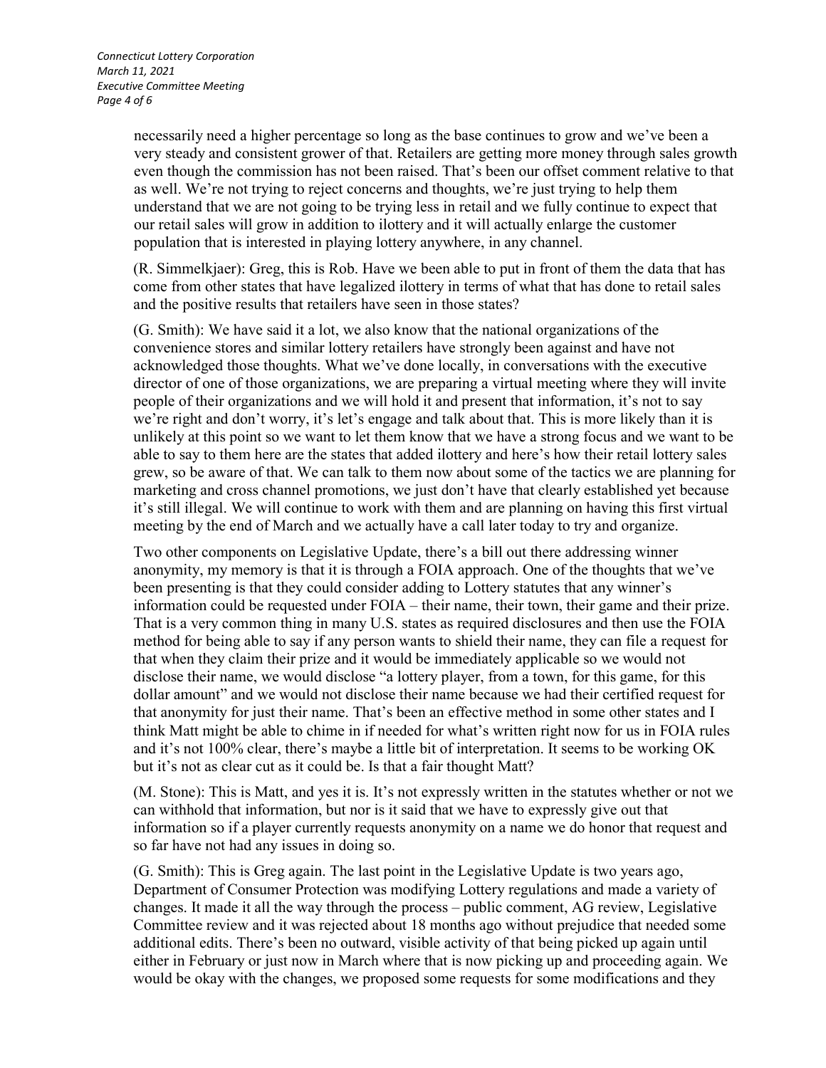necessarily need a higher percentage so long as the base continues to grow and we've been a very steady and consistent grower of that. Retailers are getting more money through sales growth even though the commission has not been raised. That's been our offset comment relative to that as well. We're not trying to reject concerns and thoughts, we're just trying to help them understand that we are not going to be trying less in retail and we fully continue to expect that our retail sales will grow in addition to ilottery and it will actually enlarge the customer population that is interested in playing lottery anywhere, in any channel.

(R. Simmelkjaer): Greg, this is Rob. Have we been able to put in front of them the data that has come from other states that have legalized ilottery in terms of what that has done to retail sales and the positive results that retailers have seen in those states?

(G. Smith): We have said it a lot, we also know that the national organizations of the convenience stores and similar lottery retailers have strongly been against and have not acknowledged those thoughts. What we've done locally, in conversations with the executive director of one of those organizations, we are preparing a virtual meeting where they will invite people of their organizations and we will hold it and present that information, it's not to say we're right and don't worry, it's let's engage and talk about that. This is more likely than it is unlikely at this point so we want to let them know that we have a strong focus and we want to be able to say to them here are the states that added ilottery and here's how their retail lottery sales grew, so be aware of that. We can talk to them now about some of the tactics we are planning for marketing and cross channel promotions, we just don't have that clearly established yet because it's still illegal. We will continue to work with them and are planning on having this first virtual meeting by the end of March and we actually have a call later today to try and organize.

Two other components on Legislative Update, there's a bill out there addressing winner anonymity, my memory is that it is through a FOIA approach. One of the thoughts that we've been presenting is that they could consider adding to Lottery statutes that any winner's information could be requested under FOIA – their name, their town, their game and their prize. That is a very common thing in many U.S. states as required disclosures and then use the FOIA method for being able to say if any person wants to shield their name, they can file a request for that when they claim their prize and it would be immediately applicable so we would not disclose their name, we would disclose "a lottery player, from a town, for this game, for this dollar amount" and we would not disclose their name because we had their certified request for that anonymity for just their name. That's been an effective method in some other states and I think Matt might be able to chime in if needed for what's written right now for us in FOIA rules and it's not 100% clear, there's maybe a little bit of interpretation. It seems to be working OK but it's not as clear cut as it could be. Is that a fair thought Matt?

(M. Stone): This is Matt, and yes it is. It's not expressly written in the statutes whether or not we can withhold that information, but nor is it said that we have to expressly give out that information so if a player currently requests anonymity on a name we do honor that request and so far have not had any issues in doing so.

(G. Smith): This is Greg again. The last point in the Legislative Update is two years ago, Department of Consumer Protection was modifying Lottery regulations and made a variety of changes. It made it all the way through the process – public comment, AG review, Legislative Committee review and it was rejected about 18 months ago without prejudice that needed some additional edits. There's been no outward, visible activity of that being picked up again until either in February or just now in March where that is now picking up and proceeding again. We would be okay with the changes, we proposed some requests for some modifications and they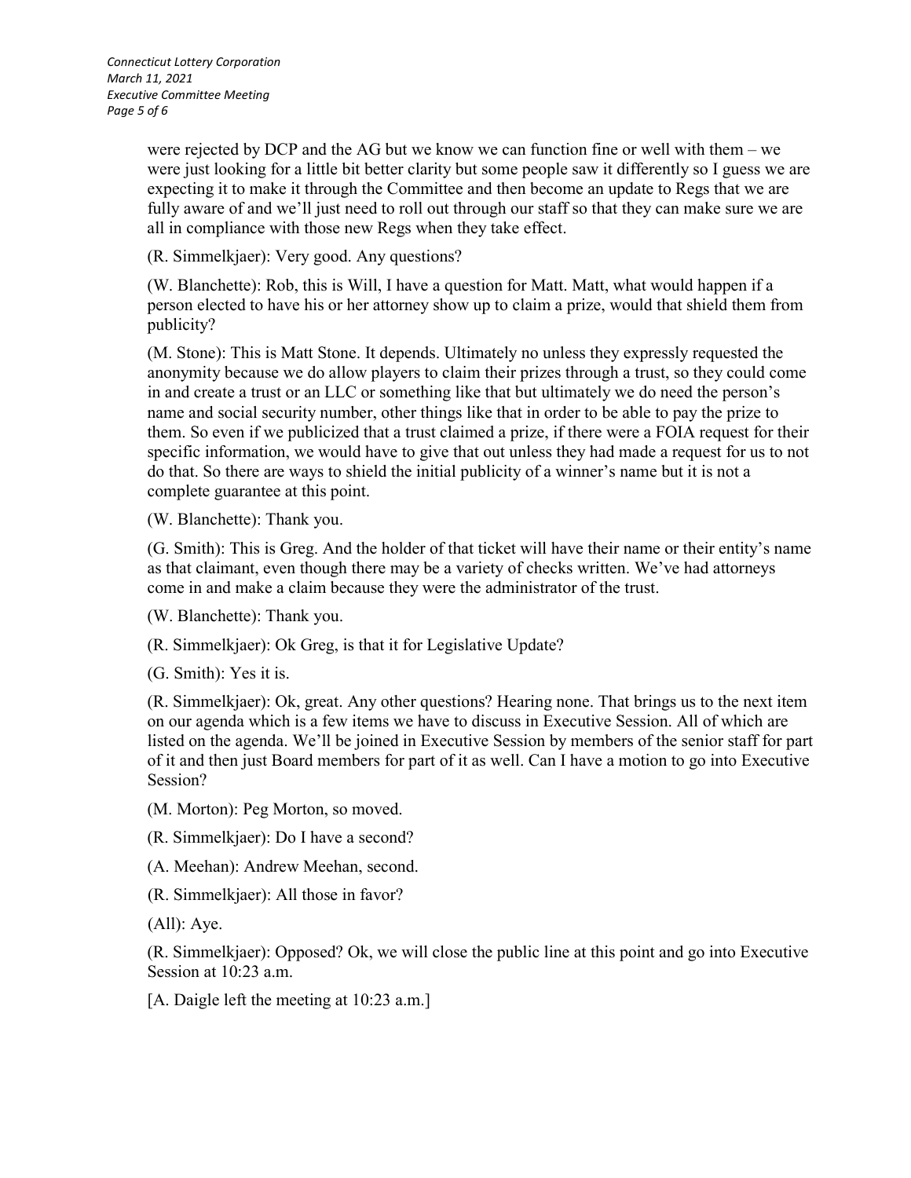were rejected by DCP and the AG but we know we can function fine or well with them – we were just looking for a little bit better clarity but some people saw it differently so I guess we are expecting it to make it through the Committee and then become an update to Regs that we are fully aware of and we'll just need to roll out through our staff so that they can make sure we are all in compliance with those new Regs when they take effect.

(R. Simmelkjaer): Very good. Any questions?

(W. Blanchette): Rob, this is Will, I have a question for Matt. Matt, what would happen if a person elected to have his or her attorney show up to claim a prize, would that shield them from publicity?

(M. Stone): This is Matt Stone. It depends. Ultimately no unless they expressly requested the anonymity because we do allow players to claim their prizes through a trust, so they could come in and create a trust or an LLC or something like that but ultimately we do need the person's name and social security number, other things like that in order to be able to pay the prize to them. So even if we publicized that a trust claimed a prize, if there were a FOIA request for their specific information, we would have to give that out unless they had made a request for us to not do that. So there are ways to shield the initial publicity of a winner's name but it is not a complete guarantee at this point.

(W. Blanchette): Thank you.

(G. Smith): This is Greg. And the holder of that ticket will have their name or their entity's name as that claimant, even though there may be a variety of checks written. We've had attorneys come in and make a claim because they were the administrator of the trust.

(W. Blanchette): Thank you.

(R. Simmelkjaer): Ok Greg, is that it for Legislative Update?

(G. Smith): Yes it is.

(R. Simmelkjaer): Ok, great. Any other questions? Hearing none. That brings us to the next item on our agenda which is a few items we have to discuss in Executive Session. All of which are listed on the agenda. We'll be joined in Executive Session by members of the senior staff for part of it and then just Board members for part of it as well. Can I have a motion to go into Executive Session?

(M. Morton): Peg Morton, so moved.

(R. Simmelkjaer): Do I have a second?

(A. Meehan): Andrew Meehan, second.

(R. Simmelkjaer): All those in favor?

(All): Aye.

(R. Simmelkjaer): Opposed? Ok, we will close the public line at this point and go into Executive Session at 10:23 a.m.

[A. Daigle left the meeting at 10:23 a.m.]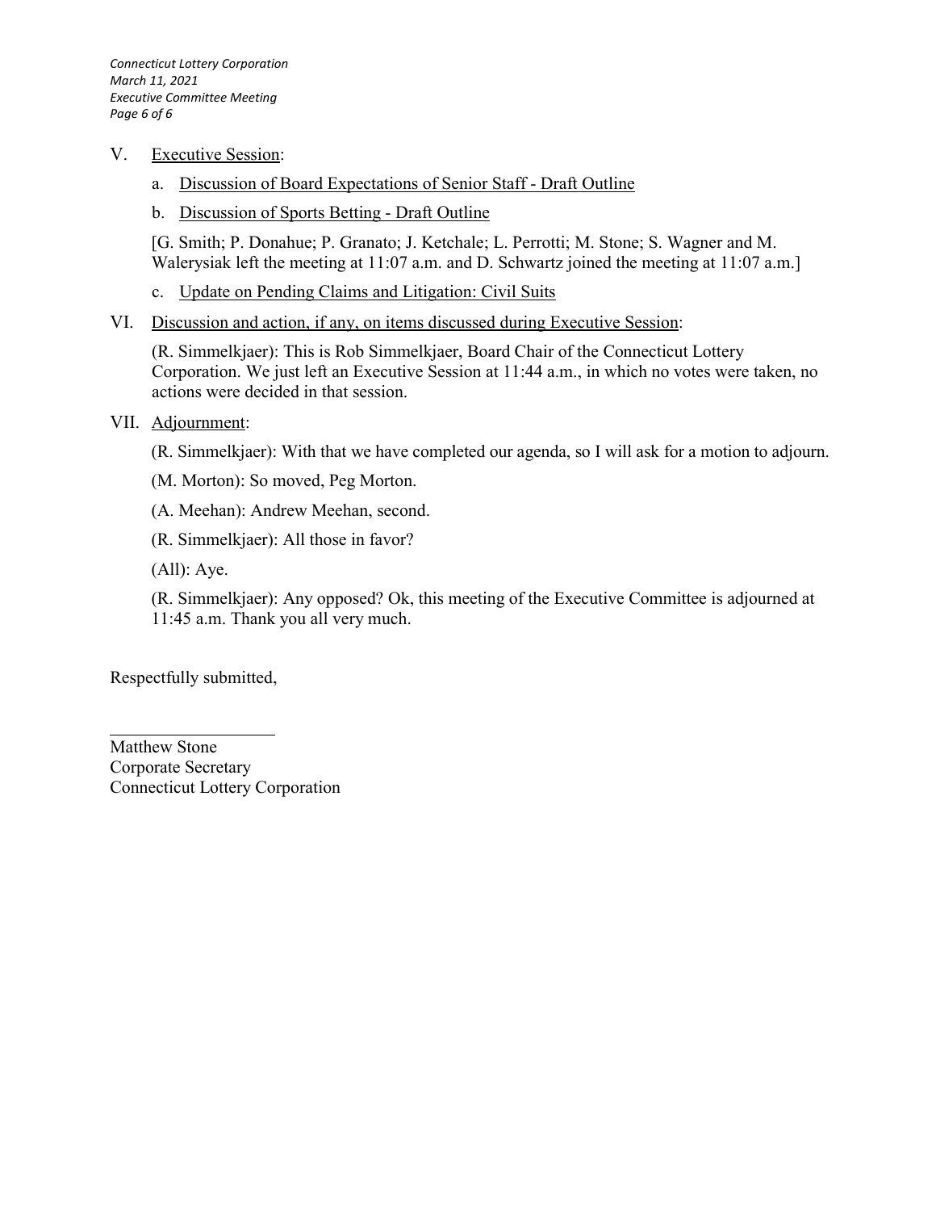V. Executive Session:

   a. Discussion of Board Expectations of Senior Staff - Draft Outline

   b. Discussion of Sports Betting - Draft Outline

   [G. Smith; P. Donahue; P. Granato; J. Ketchale; L. Perrotti; M. Stone; S. Wagner and M. Walerysiak left the meeting at 11:07 a.m. and D. Schwartz joined the meeting at 11:07 a.m.]

   c. Update on Pending Claims and Litigation: Civil Suits

VI. Discussion and action, if any, on items discussed during Executive Session:

   (R. Simmelkjaer): This is Rob Simmelkjaer, Board Chair of the Connecticut Lottery Corporation. We just left an Executive Session at 11:44 a.m., in which no votes were taken, no actions were decided in that session.

VII. Adjournment:

   (R. Simmelkjaer): With that we have completed our agenda, so I will ask for a motion to adjourn.

   (M. Morton): So moved, Peg Morton.

   (A. Meehan): Andrew Meehan, second.

   (R. Simmelkjaer): All those in favor?

   (All): Aye.

   (R. Simmelkjaer): Any opposed? Ok, this meeting of the Executive Committee is adjourned at 11:45 a.m. Thank you all very much.

Respectfully submitted,

Matthew Stone
Corporate Secretary
Connecticut Lottery Corporation